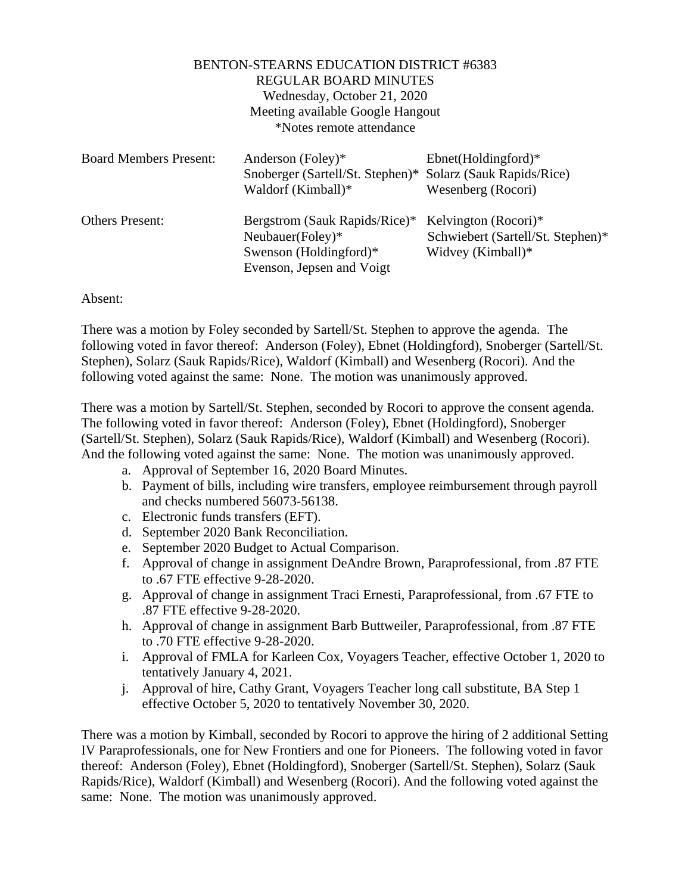# BENTON-STEARNS EDUCATION DISTRICT #6383

## REGULAR BOARD MINUTES

Wednesday, October 21, 2020
Meeting available Google Hangout
*Notes remote attendance

| | | |
|---|---|---|
| Board Members Present: | Anderson (Foley)* | Ebnet(Holdingford)* |
| | Snoberger (Sartell/St. Stephen)* | Solarz (Sauk Rapids/Rice) |
| | Waldorf (Kimball)* | Wesenberg (Rocori) |
| Others Present: | Bergstrom (Sauk Rapids/Rice)* | Kelvington (Rocori)* |
| | Neubauer(Foley)* | Schwiebert (Sartell/St. Stephen)* |
| | Swenson (Holdingford)* | Widvey (Kimball)* |
| | Evenson, Jepsen and Voigt | |

Absent:

There was a motion by Foley seconded by Sartell/St. Stephen to approve the agenda. The following voted in favor thereof: Anderson (Foley), Ebnet (Holdingford), Snoberger (Sartell/St. Stephen), Solarz (Sauk Rapids/Rice), Waldorf (Kimball) and Wesenberg (Rocori). And the following voted against the same: None. The motion was unanimously approved.

There was a motion by Sartell/St. Stephen, seconded by Rocori to approve the consent agenda. The following voted in favor thereof: Anderson (Foley), Ebnet (Holdingford), Snoberger (Sartell/St. Stephen), Solarz (Sauk Rapids/Rice), Waldorf (Kimball) and Wesenberg (Rocori). And the following voted against the same: None. The motion was unanimously approved.

a. Approval of September 16, 2020 Board Minutes.
b. Payment of bills, including wire transfers, employee reimbursement through payroll and checks numbered 56073-56138.
c. Electronic funds transfers (EFT).
d. September 2020 Bank Reconciliation.
e. September 2020 Budget to Actual Comparison.
f. Approval of change in assignment DeAndre Brown, Paraprofessional, from .87 FTE to .67 FTE effective 9-28-2020.
g. Approval of change in assignment Traci Ernesti, Paraprofessional, from .67 FTE to .87 FTE effective 9-28-2020.
h. Approval of change in assignment Barb Buttweiler, Paraprofessional, from .87 FTE to .70 FTE effective 9-28-2020.
i. Approval of FMLA for Karleen Cox, Voyagers Teacher, effective October 1, 2020 to tentatively January 4, 2021.
j. Approval of hire, Cathy Grant, Voyagers Teacher long call substitute, BA Step 1 effective October 5, 2020 to tentatively November 30, 2020.

There was a motion by Kimball, seconded by Rocori to approve the hiring of 2 additional Setting IV Paraprofessionals, one for New Frontiers and one for Pioneers. The following voted in favor thereof: Anderson (Foley), Ebnet (Holdingford), Snoberger (Sartell/St. Stephen), Solarz (Sauk Rapids/Rice), Waldorf (Kimball) and Wesenberg (Rocori). And the following voted against the same: None. The motion was unanimously approved.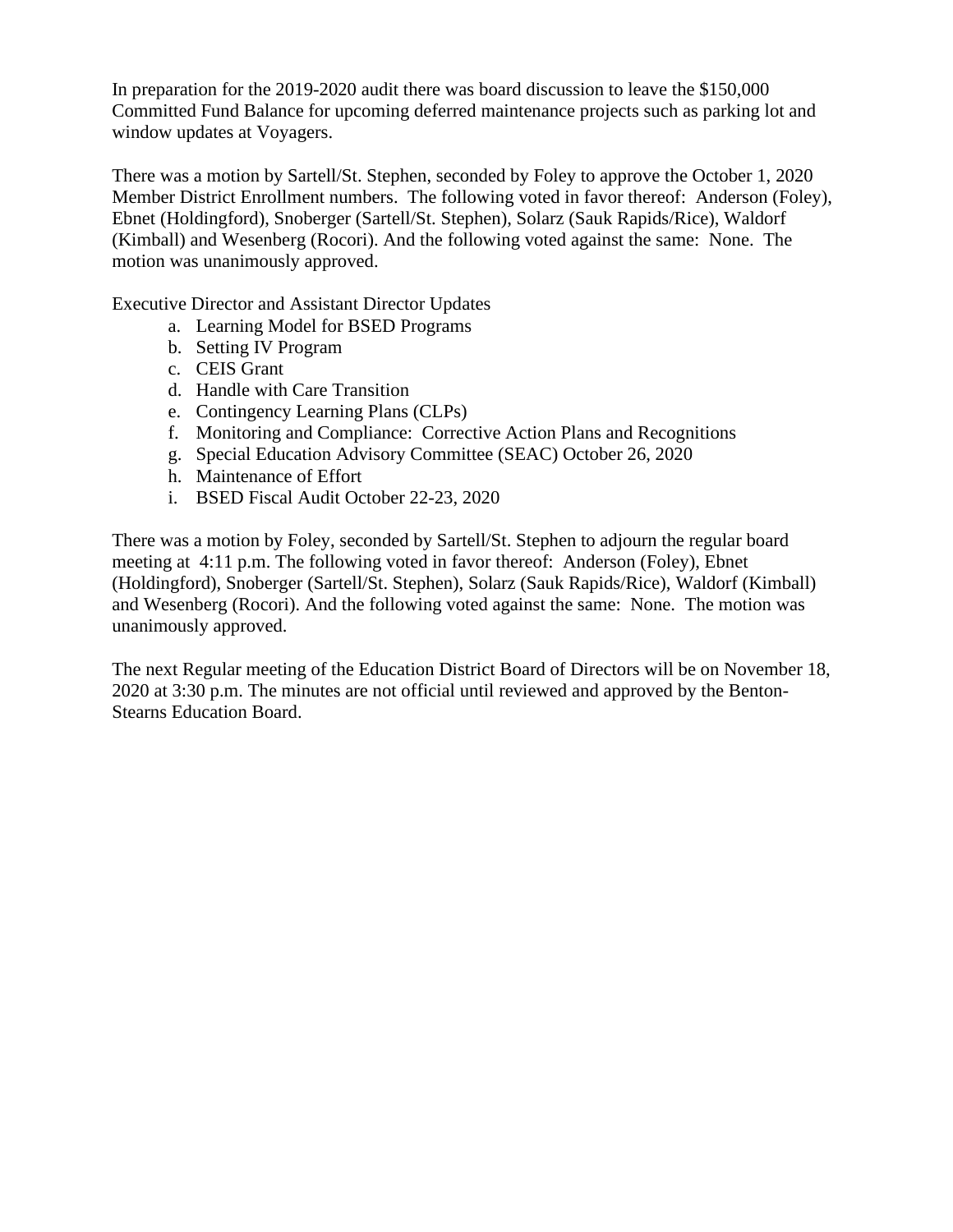In preparation for the 2019-2020 audit there was board discussion to leave the $150,000 Committed Fund Balance for upcoming deferred maintenance projects such as parking lot and window updates at Voyagers.

There was a motion by Sartell/St. Stephen, seconded by Foley to approve the October 1, 2020 Member District Enrollment numbers. The following voted in favor thereof: Anderson (Foley), Ebnet (Holdingford), Snoberger (Sartell/St. Stephen), Solarz (Sauk Rapids/Rice), Waldorf (Kimball) and Wesenberg (Rocori). And the following voted against the same: None. The motion was unanimously approved.

Executive Director and Assistant Director Updates

a. Learning Model for BSED Programs
b. Setting IV Program
c. CEIS Grant
d. Handle with Care Transition
e. Contingency Learning Plans (CLPs)
f. Monitoring and Compliance: Corrective Action Plans and Recognitions
g. Special Education Advisory Committee (SEAC) October 26, 2020
h. Maintenance of Effort
i. BSED Fiscal Audit October 22-23, 2020

There was a motion by Foley, seconded by Sartell/St. Stephen to adjourn the regular board meeting at 4:11 p.m. The following voted in favor thereof: Anderson (Foley), Ebnet (Holdingford), Snoberger (Sartell/St. Stephen), Solarz (Sauk Rapids/Rice), Waldorf (Kimball) and Wesenberg (Rocori). And the following voted against the same: None. The motion was unanimously approved.

The next Regular meeting of the Education District Board of Directors will be on November 18, 2020 at 3:30 p.m. The minutes are not official until reviewed and approved by the Benton-Stearns Education Board.